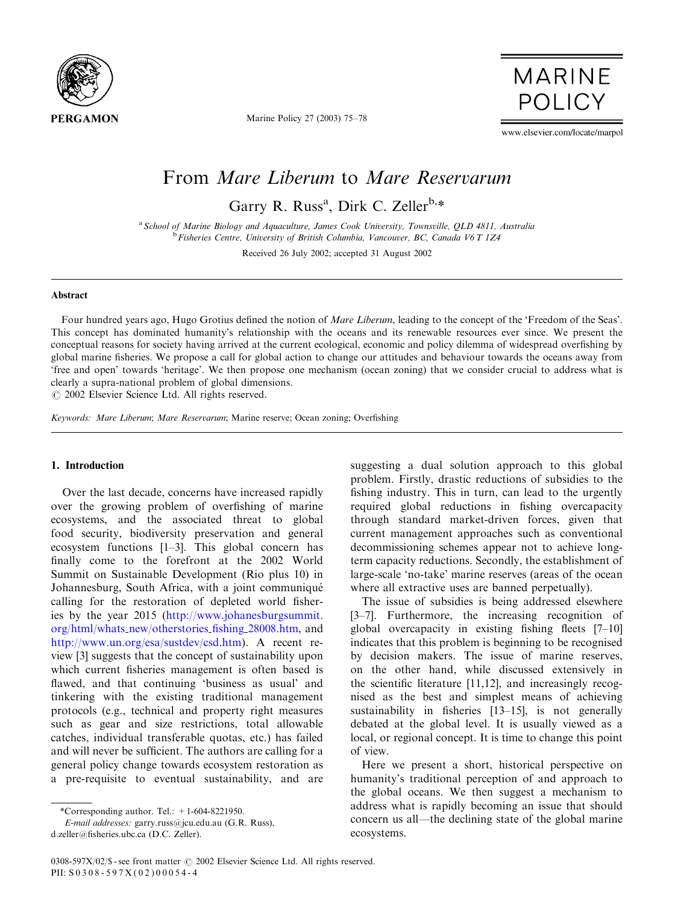# From *Mare Liberum* to *Mare Reservarum*

Garry R. Russ[a], Dirk C. Zeller[b,*]

[a] *School of Marine Biology and Aquaculture, James Cook University, Townsville, QLD 4811, Australia*
[b] *Fisheries Centre, University of British Columbia, Vancouver, BC, Canada V6 T 1Z4*

Received 26 July 2002; accepted 31 August 2002

## Abstract

Four hundred years ago, Hugo Grotius defined the notion of *Mare Liberum*, leading to the concept of the 'Freedom of the Seas'. This concept has dominated humanity's relationship with the oceans and its renewable resources ever since. We present the conceptual reasons for society having arrived at the current ecological, economic and policy dilemma of widespread overfishing by global marine fisheries. We propose a call for global action to change our attitudes and behaviour towards the oceans away from 'free and open' towards 'heritage'. We then propose one mechanism (ocean zoning) that we consider crucial to address what is clearly a supra-national problem of global dimensions.
© 2002 Elsevier Science Ltd. All rights reserved.

*Keywords:* *Mare Liberum*; *Mare Reservarum*; Marine reserve; Ocean zoning; Overfishing

## 1. Introduction

Over the last decade, concerns have increased rapidly over the growing problem of overfishing of marine ecosystems, and the associated threat to global food security, biodiversity preservation and general ecosystem functions [1–3]. This global concern has finally come to the forefront at the 2002 World Summit on Sustainable Development (Rio plus 10) in Johannesburg, South Africa, with a joint communiqué calling for the restoration of depleted world fisheries by the year 2015 (http://www.johanesburgsummit.org/html/whats_new/otherstories_fishing_28008.htm, and http://www.un.org/esa/sustdev/csd.htm). A recent review [3] suggests that the concept of sustainability upon which current fisheries management is often based is flawed, and that continuing 'business as usual' and tinkering with the existing traditional management protocols (e.g., technical and property right measures such as gear and size restrictions, total allowable catches, individual transferable quotas, etc.) has failed and will never be sufficient. The authors are calling for a general policy change towards ecosystem restoration as a pre-requisite to eventual sustainability, and are suggesting a dual solution approach to this global problem. Firstly, drastic reductions of subsidies to the fishing industry. This in turn, can lead to the urgently required global reductions in fishing overcapacity through standard market-driven forces, given that current management approaches such as conventional decommissioning schemes appear not to achieve long-term capacity reductions. Secondly, the establishment of large-scale 'no-take' marine reserves (areas of the ocean where all extractive uses are banned perpetually).

The issue of subsidies is being addressed elsewhere [3–7]. Furthermore, the increasing recognition of global overcapacity in existing fishing fleets [7–10] indicates that this problem is beginning to be recognised by decision makers. The issue of marine reserves, on the other hand, while discussed extensively in the scientific literature [11,12], and increasingly recognised as the best and simplest means of achieving sustainability in fisheries [13–15], is not generally debated at the global level. It is usually viewed as a local, or regional concept. It is time to change this point of view.

Here we present a short, historical perspective on humanity's traditional perception of and approach to the global oceans. We then suggest a mechanism to address what is rapidly becoming an issue that should concern us all—the declining state of the global marine ecosystems.

*Corresponding author. Tel.: +1-604-8221950.
*E-mail addresses:* garry.russ@jcu.edu.au (G.R. Russ), d.zeller@fisheries.ubc.ca (D.C. Zeller).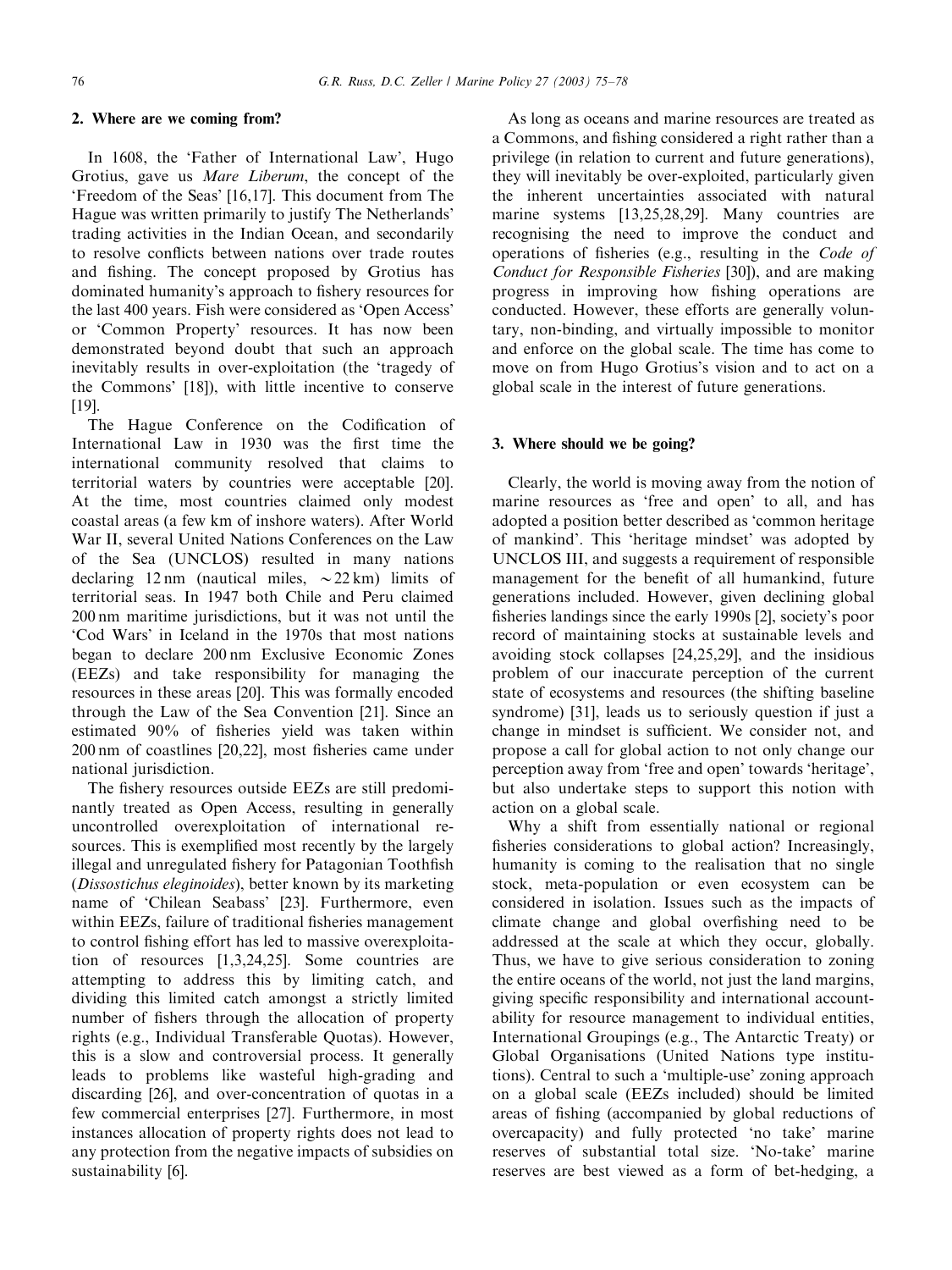## 2. Where are we coming from?

In 1608, the 'Father of International Law', Hugo Grotius, gave us *Mare Liberum*, the concept of the 'Freedom of the Seas' [16,17]. This document from The Hague was written primarily to justify The Netherlands' trading activities in the Indian Ocean, and secondarily to resolve conflicts between nations over trade routes and fishing. The concept proposed by Grotius has dominated humanity's approach to fishery resources for the last 400 years. Fish were considered as 'Open Access' or 'Common Property' resources. It has now been demonstrated beyond doubt that such an approach inevitably results in over-exploitation (the 'tragedy of the Commons' [18]), with little incentive to conserve [19].

The Hague Conference on the Codification of International Law in 1930 was the first time the international community resolved that claims to territorial waters by countries were acceptable [20]. At the time, most countries claimed only modest coastal areas (a few km of inshore waters). After World War II, several United Nations Conferences on the Law of the Sea (UNCLOS) resulted in many nations declaring 12 nm (nautical miles, $\sim$22 km) limits of territorial seas. In 1947 both Chile and Peru claimed 200 nm maritime jurisdictions, but it was not until the 'Cod Wars' in Iceland in the 1970s that most nations began to declare 200 nm Exclusive Economic Zones (EEZs) and take responsibility for managing the resources in these areas [20]. This was formally encoded through the Law of the Sea Convention [21]. Since an estimated 90% of fisheries yield was taken within 200 nm of coastlines [20,22], most fisheries came under national jurisdiction.

The fishery resources outside EEZs are still predominantly treated as Open Access, resulting in generally uncontrolled overexploitation of international resources. This is exemplified most recently by the largely illegal and unregulated fishery for Patagonian Toothfish (*Dissostichus eleginoides*), better known by its marketing name of 'Chilean Seabass' [23]. Furthermore, even within EEZs, failure of traditional fisheries management to control fishing effort has led to massive overexploitation of resources [1,3,24,25]. Some countries are attempting to address this by limiting catch, and dividing this limited catch amongst a strictly limited number of fishers through the allocation of property rights (e.g., Individual Transferable Quotas). However, this is a slow and controversial process. It generally leads to problems like wasteful high-grading and discarding [26], and over-concentration of quotas in a few commercial enterprises [27]. Furthermore, in most instances allocation of property rights does not lead to any protection from the negative impacts of subsidies on sustainability [6].

As long as oceans and marine resources are treated as a Commons, and fishing considered a right rather than a privilege (in relation to current and future generations), they will inevitably be over-exploited, particularly given the inherent uncertainties associated with natural marine systems [13,25,28,29]. Many countries are recognising the need to improve the conduct and operations of fisheries (e.g., resulting in the *Code of Conduct for Responsible Fisheries* [30]), and are making progress in improving how fishing operations are conducted. However, these efforts are generally voluntary, non-binding, and virtually impossible to monitor and enforce on the global scale. The time has come to move on from Hugo Grotius's vision and to act on a global scale in the interest of future generations.

## 3. Where should we be going?

Clearly, the world is moving away from the notion of marine resources as 'free and open' to all, and has adopted a position better described as 'common heritage of mankind'. This 'heritage mindset' was adopted by UNCLOS III, and suggests a requirement of responsible management for the benefit of all humankind, future generations included. However, given declining global fisheries landings since the early 1990s [2], society's poor record of maintaining stocks at sustainable levels and avoiding stock collapses [24,25,29], and the insidious problem of our inaccurate perception of the current state of ecosystems and resources (the shifting baseline syndrome) [31], leads us to seriously question if just a change in mindset is sufficient. We consider not, and propose a call for global action to not only change our perception away from 'free and open' towards 'heritage', but also undertake steps to support this notion with action on a global scale.

Why a shift from essentially national or regional fisheries considerations to global action? Increasingly, humanity is coming to the realisation that no single stock, meta-population or even ecosystem can be considered in isolation. Issues such as the impacts of climate change and global overfishing need to be addressed at the scale at which they occur, globally. Thus, we have to give serious consideration to zoning the entire oceans of the world, not just the land margins, giving specific responsibility and international accountability for resource management to individual entities, International Groupings (e.g., The Antarctic Treaty) or Global Organisations (United Nations type institutions). Central to such a 'multiple-use' zoning approach on a global scale (EEZs included) should be limited areas of fishing (accompanied by global reductions of overcapacity) and fully protected 'no take' marine reserves of substantial total size. 'No-take' marine reserves are best viewed as a form of bet-hedging, a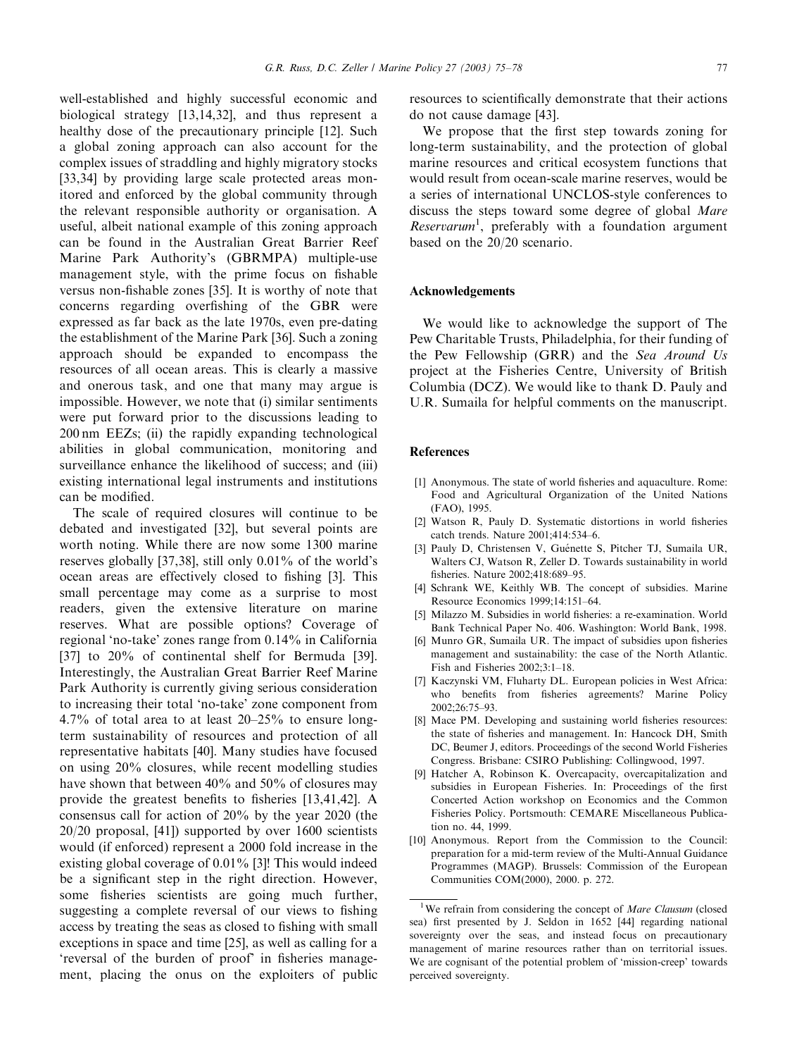well-established and highly successful economic and biological strategy [13,14,32], and thus represent a healthy dose of the precautionary principle [12]. Such a global zoning approach can also account for the complex issues of straddling and highly migratory stocks [33,34] by providing large scale protected areas monitored and enforced by the global community through the relevant responsible authority or organisation. A useful, albeit national example of this zoning approach can be found in the Australian Great Barrier Reef Marine Park Authority's (GBRMPA) multiple-use management style, with the prime focus on fishable versus non-fishable zones [35]. It is worthy of note that concerns regarding overfishing of the GBR were expressed as far back as the late 1970s, even pre-dating the establishment of the Marine Park [36]. Such a zoning approach should be expanded to encompass the resources of all ocean areas. This is clearly a massive and onerous task, and one that many may argue is impossible. However, we note that (i) similar sentiments were put forward prior to the discussions leading to 200 nm EEZs; (ii) the rapidly expanding technological abilities in global communication, monitoring and surveillance enhance the likelihood of success; and (iii) existing international legal instruments and institutions can be modified.

The scale of required closures will continue to be debated and investigated [32], but several points are worth noting. While there are now some 1300 marine reserves globally [37,38], still only 0.01% of the world's ocean areas are effectively closed to fishing [3]. This small percentage may come as a surprise to most readers, given the extensive literature on marine reserves. What are possible options? Coverage of regional 'no-take' zones range from 0.14% in California [37] to 20% of continental shelf for Bermuda [39]. Interestingly, the Australian Great Barrier Reef Marine Park Authority is currently giving serious consideration to increasing their total 'no-take' zone component from 4.7% of total area to at least 20–25% to ensure long-term sustainability of resources and protection of all representative habitats [40]. Many studies have focused on using 20% closures, while recent modelling studies have shown that between 40% and 50% of closures may provide the greatest benefits to fisheries [13,41,42]. A consensus call for action of 20% by the year 2020 (the 20/20 proposal, [41]) supported by over 1600 scientists would (if enforced) represent a 2000 fold increase in the existing global coverage of 0.01% [3]! This would indeed be a significant step in the right direction. However, some fisheries scientists are going much further, suggesting a complete reversal of our views to fishing access by treating the seas as closed to fishing with small exceptions in space and time [25], as well as calling for a 'reversal of the burden of proof' in fisheries management, placing the onus on the exploiters of public resources to scientifically demonstrate that their actions do not cause damage [43].

We propose that the first step towards zoning for long-term sustainability, and the protection of global marine resources and critical ecosystem functions that would result from ocean-scale marine reserves, would be a series of international UNCLOS-style conferences to discuss the steps toward some degree of global *Mare Reservarum*[1], preferably with a foundation argument based on the 20/20 scenario.

## Acknowledgements

We would like to acknowledge the support of The Pew Charitable Trusts, Philadelphia, for their funding of the Pew Fellowship (GRR) and the *Sea Around Us* project at the Fisheries Centre, University of British Columbia (DCZ). We would like to thank D. Pauly and U.R. Sumaila for helpful comments on the manuscript.

## References

[1] Anonymous. The state of world fisheries and aquaculture. Rome: Food and Agricultural Organization of the United Nations (FAO), 1995.

[2] Watson R, Pauly D. Systematic distortions in world fisheries catch trends. Nature 2001;414:534–6.

[3] Pauly D, Christensen V, Guénette S, Pitcher TJ, Sumaila UR, Walters CJ, Watson R, Zeller D. Towards sustainability in world fisheries. Nature 2002;418:689–95.

[4] Schrank WE, Keithly WB. The concept of subsidies. Marine Resource Economics 1999;14:151–64.

[5] Milazzo M. Subsidies in world fisheries: a re-examination. World Bank Technical Paper No. 406. Washington: World Bank, 1998.

[6] Munro GR, Sumaila UR. The impact of subsidies upon fisheries management and sustainability: the case of the North Atlantic. Fish and Fisheries 2002;3:1–18.

[7] Kaczynski VM, Fluharty DL. European policies in West Africa: who benefits from fisheries agreements? Marine Policy 2002;26:75–93.

[8] Mace PM. Developing and sustaining world fisheries resources: the state of fisheries and management. In: Hancock DH, Smith DC, Beumer J, editors. Proceedings of the second World Fisheries Congress. Brisbane: CSIRO Publishing: Collingwood, 1997.

[9] Hatcher A, Robinson K. Overcapacity, overcapitalization and subsidies in European Fisheries. In: Proceedings of the first Concerted Action workshop on Economics and the Common Fisheries Policy. Portsmouth: CEMARE Miscellaneous Publication no. 44, 1999.

[10] Anonymous. Report from the Commission to the Council: preparation for a mid-term review of the Multi-Annual Guidance Programmes (MAGP). Brussels: Commission of the European Communities COM(2000), 2000. p. 272.

---

[1] We refrain from considering the concept of *Mare Clausum* (closed sea) first presented by J. Seldon in 1652 [44] regarding national sovereignty over the seas, and instead focus on precautionary management of marine resources rather than on territorial issues. We are cognisant of the potential problem of 'mission-creep' towards perceived sovereignty.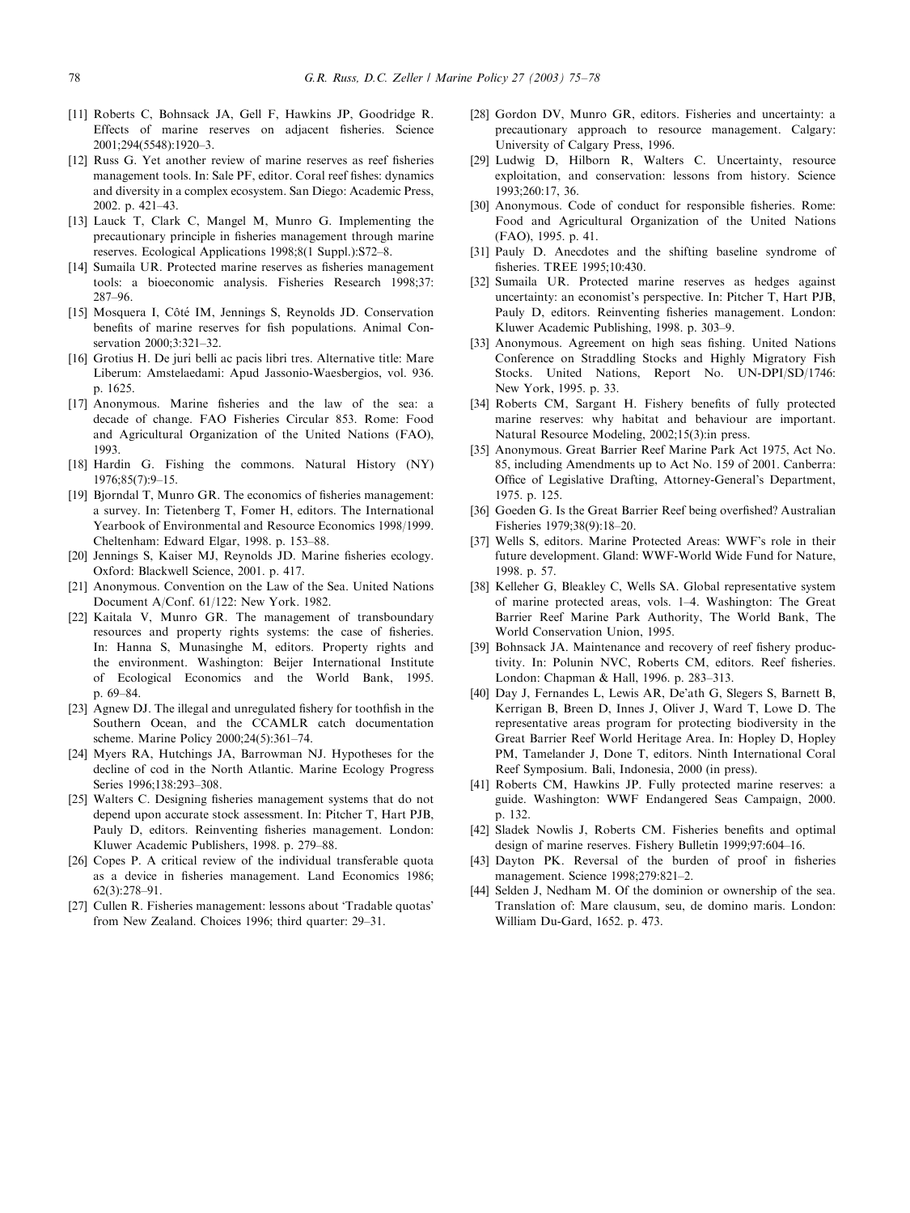[11] Roberts C, Bohnsack JA, Gell F, Hawkins JP, Goodridge R. Effects of marine reserves on adjacent fisheries. Science 2001;294(5548):1920–3.

[12] Russ G. Yet another review of marine reserves as reef fisheries management tools. In: Sale PF, editor. Coral reef fishes: dynamics and diversity in a complex ecosystem. San Diego: Academic Press, 2002. p. 421–43.

[13] Lauck T, Clark C, Mangel M, Munro G. Implementing the precautionary principle in fisheries management through marine reserves. Ecological Applications 1998;8(1 Suppl.):S72–8.

[14] Sumaila UR. Protected marine reserves as fisheries management tools: a bioeconomic analysis. Fisheries Research 1998;37: 287–96.

[15] Mosquera I, Côté IM, Jennings S, Reynolds JD. Conservation benefits of marine reserves for fish populations. Animal Conservation 2000;3:321–32.

[16] Grotius H. De juri belli ac pacis libri tres. Alternative title: Mare Liberum: Amstelaedami: Apud Jassonio-Waesbergios, vol. 936. p. 1625.

[17] Anonymous. Marine fisheries and the law of the sea: a decade of change. FAO Fisheries Circular 853. Rome: Food and Agricultural Organization of the United Nations (FAO), 1993.

[18] Hardin G. Fishing the commons. Natural History (NY) 1976;85(7):9–15.

[19] Bjorndal T, Munro GR. The economics of fisheries management: a survey. In: Tietenberg T, Fomer H, editors. The International Yearbook of Environmental and Resource Economics 1998/1999. Cheltenham: Edward Elgar, 1998. p. 153–88.

[20] Jennings S, Kaiser MJ, Reynolds JD. Marine fisheries ecology. Oxford: Blackwell Science, 2001. p. 417.

[21] Anonymous. Convention on the Law of the Sea. United Nations Document A/Conf. 61/122: New York. 1982.

[22] Kaitala V, Munro GR. The management of transboundary resources and property rights systems: the case of fisheries. In: Hanna S, Munasinghe M, editors. Property rights and the environment. Washington: Beijer International Institute of Ecological Economics and the World Bank, 1995. p. 69–84.

[23] Agnew DJ. The illegal and unregulated fishery for toothfish in the Southern Ocean, and the CCAMLR catch documentation scheme. Marine Policy 2000;24(5):361–74.

[24] Myers RA, Hutchings JA, Barrowman NJ. Hypotheses for the decline of cod in the North Atlantic. Marine Ecology Progress Series 1996;138:293–308.

[25] Walters C. Designing fisheries management systems that do not depend upon accurate stock assessment. In: Pitcher T, Hart PJB, Pauly D, editors. Reinventing fisheries management. London: Kluwer Academic Publishers, 1998. p. 279–88.

[26] Copes P. A critical review of the individual transferable quota as a device in fisheries management. Land Economics 1986; 62(3):278–91.

[27] Cullen R. Fisheries management: lessons about 'Tradable quotas' from New Zealand. Choices 1996; third quarter: 29–31.

[28] Gordon DV, Munro GR, editors. Fisheries and uncertainty: a precautionary approach to resource management. Calgary: University of Calgary Press, 1996.

[29] Ludwig D, Hilborn R, Walters C. Uncertainty, resource exploitation, and conservation: lessons from history. Science 1993;260:17, 36.

[30] Anonymous. Code of conduct for responsible fisheries. Rome: Food and Agricultural Organization of the United Nations (FAO), 1995. p. 41.

[31] Pauly D. Anecdotes and the shifting baseline syndrome of fisheries. TREE 1995;10:430.

[32] Sumaila UR. Protected marine reserves as hedges against uncertainty: an economist's perspective. In: Pitcher T, Hart PJB, Pauly D, editors. Reinventing fisheries management. London: Kluwer Academic Publishing, 1998. p. 303–9.

[33] Anonymous. Agreement on high seas fishing. United Nations Conference on Straddling Stocks and Highly Migratory Fish Stocks. United Nations, Report No. UN-DPI/SD/1746: New York, 1995. p. 33.

[34] Roberts CM, Sargant H. Fishery benefits of fully protected marine reserves: why habitat and behaviour are important. Natural Resource Modeling, 2002;15(3):in press.

[35] Anonymous. Great Barrier Reef Marine Park Act 1975, Act No. 85, including Amendments up to Act No. 159 of 2001. Canberra: Office of Legislative Drafting, Attorney-General's Department, 1975. p. 125.

[36] Goeden G. Is the Great Barrier Reef being overfished? Australian Fisheries 1979;38(9):18–20.

[37] Wells S, editors. Marine Protected Areas: WWF's role in their future development. Gland: WWF-World Wide Fund for Nature, 1998. p. 57.

[38] Kelleher G, Bleakley C, Wells SA. Global representative system of marine protected areas, vols. 1–4. Washington: The Great Barrier Reef Marine Park Authority, The World Bank, The World Conservation Union, 1995.

[39] Bohnsack JA. Maintenance and recovery of reef fishery productivity. In: Polunin NVC, Roberts CM, editors. Reef fisheries. London: Chapman & Hall, 1996. p. 283–313.

[40] Day J, Fernandes L, Lewis AR, De'ath G, Slegers S, Barnett B, Kerrigan B, Breen D, Innes J, Oliver J, Ward T, Lowe D. The representative areas program for protecting biodiversity in the Great Barrier Reef World Heritage Area. In: Hopley D, Hopley PM, Tamelander J, Done T, editors. Ninth International Coral Reef Symposium. Bali, Indonesia, 2000 (in press).

[41] Roberts CM, Hawkins JP. Fully protected marine reserves: a guide. Washington: WWF Endangered Seas Campaign, 2000. p. 132.

[42] Sladek Nowlis J, Roberts CM. Fisheries benefits and optimal design of marine reserves. Fishery Bulletin 1999;97:604–16.

[43] Dayton PK. Reversal of the burden of proof in fisheries management. Science 1998;279:821–2.

[44] Selden J, Nedham M. Of the dominion or ownership of the sea. Translation of: Mare clausum, seu, de domino maris. London: William Du-Gard, 1652. p. 473.